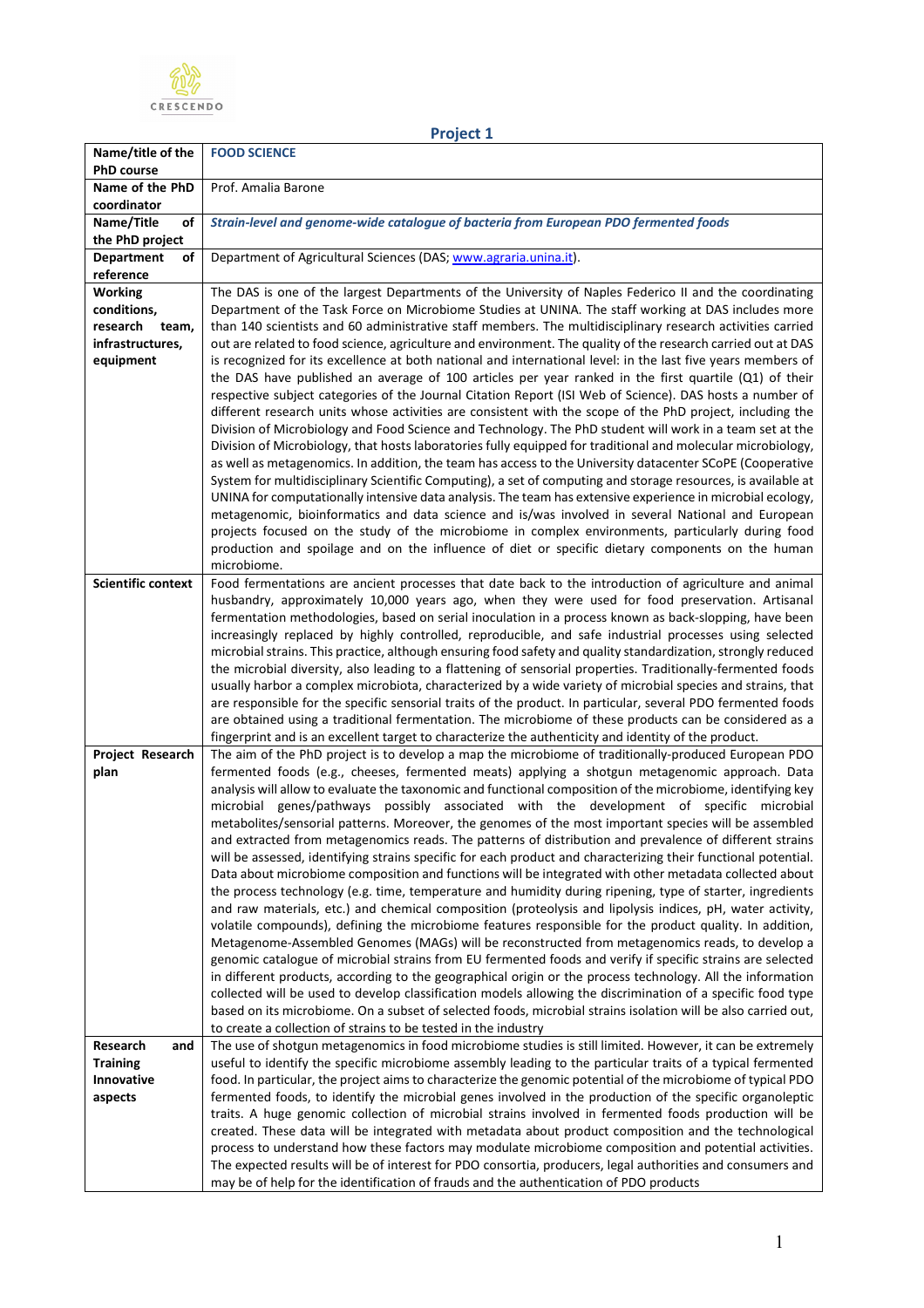CRESCENDO

## Project 1

| Name/title of the PhD course | **FOOD SCIENCE** |
|---|---|
| Name of the PhD coordinator | Prof. Amalia Barone |
| Name/Title of the PhD project | ***Strain-level and genome-wide catalogue of bacteria from European PDO fermented foods*** |
| Department of reference | Department of Agricultural Sciences (DAS; www.agraria.unina.it). |
| Working conditions, research team, infrastructures, equipment | The DAS is one of the largest Departments of the University of Naples Federico II and the coordinating Department of the Task Force on Microbiome Studies at UNINA. The staff working at DAS includes more than 140 scientists and 60 administrative staff members. The multidisciplinary research activities carried out are related to food science, agriculture and environment. The quality of the research carried out at DAS is recognized for its excellence at both national and international level: in the last five years members of the DAS have published an average of 100 articles per year ranked in the first quartile (Q1) of their respective subject categories of the Journal Citation Report (ISI Web of Science). DAS hosts a number of different research units whose activities are consistent with the scope of the PhD project, including the Division of Microbiology and Food Science and Technology. The PhD student will work in a team set at the Division of Microbiology, that hosts laboratories fully equipped for traditional and molecular microbiology, as well as metagenomics. In addition, the team has access to the University datacenter SCoPE (Cooperative System for multidisciplinary Scientific Computing), a set of computing and storage resources, is available at UNINA for computationally intensive data analysis. The team has extensive experience in microbial ecology, metagenomic, bioinformatics and data science and is/was involved in several National and European projects focused on the study of the microbiome in complex environments, particularly during food production and spoilage and on the influence of diet or specific dietary components on the human microbiome. |
| Scientific context | Food fermentations are ancient processes that date back to the introduction of agriculture and animal husbandry, approximately 10,000 years ago, when they were used for food preservation. Artisanal fermentation methodologies, based on serial inoculation in a process known as back-slopping, have been increasingly replaced by highly controlled, reproducible, and safe industrial processes using selected microbial strains. This practice, although ensuring food safety and quality standardization, strongly reduced the microbial diversity, also leading to a flattening of sensorial properties. Traditionally-fermented foods usually harbor a complex microbiota, characterized by a wide variety of microbial species and strains, that are responsible for the specific sensorial traits of the product. In particular, several PDO fermented foods are obtained using a traditional fermentation. The microbiome of these products can be considered as a fingerprint and is an excellent target to characterize the authenticity and identity of the product. |
| Project Research plan | The aim of the PhD project is to develop a map the microbiome of traditionally-produced European PDO fermented foods (e.g., cheeses, fermented meats) applying a shotgun metagenomic approach. Data analysis will allow to evaluate the taxonomic and functional composition of the microbiome, identifying key microbial genes/pathways possibly associated with the development of specific microbial metabolites/sensorial patterns. Moreover, the genomes of the most important species will be assembled and extracted from metagenomics reads. The patterns of distribution and prevalence of different strains will be assessed, identifying strains specific for each product and characterizing their functional potential. Data about microbiome composition and functions will be integrated with other metadata collected about the process technology (e.g. time, temperature and humidity during ripening, type of starter, ingredients and raw materials, etc.) and chemical composition (proteolysis and lipolysis indices, pH, water activity, volatile compounds), defining the microbiome features responsible for the product quality. In addition, Metagenome-Assembled Genomes (MAGs) will be reconstructed from metagenomics reads, to develop a genomic catalogue of microbial strains from EU fermented foods and verify if specific strains are selected in different products, according to the geographical origin or the process technology. All the information collected will be used to develop classification models allowing the discrimination of a specific food type based on its microbiome. On a subset of selected foods, microbial strains isolation will be also carried out, to create a collection of strains to be tested in the industry |
| Research and Training Innovative aspects | The use of shotgun metagenomics in food microbiome studies is still limited. However, it can be extremely useful to identify the specific microbiome assembly leading to the particular traits of a typical fermented food. In particular, the project aims to characterize the genomic potential of the microbiome of typical PDO fermented foods, to identify the microbial genes involved in the production of the specific organoleptic traits. A huge genomic collection of microbial strains involved in fermented foods production will be created. These data will be integrated with metadata about product composition and the technological process to understand how these factors may modulate microbiome composition and potential activities. The expected results will be of interest for PDO consortia, producers, legal authorities and consumers and may be of help for the identification of frauds and the authentication of PDO products |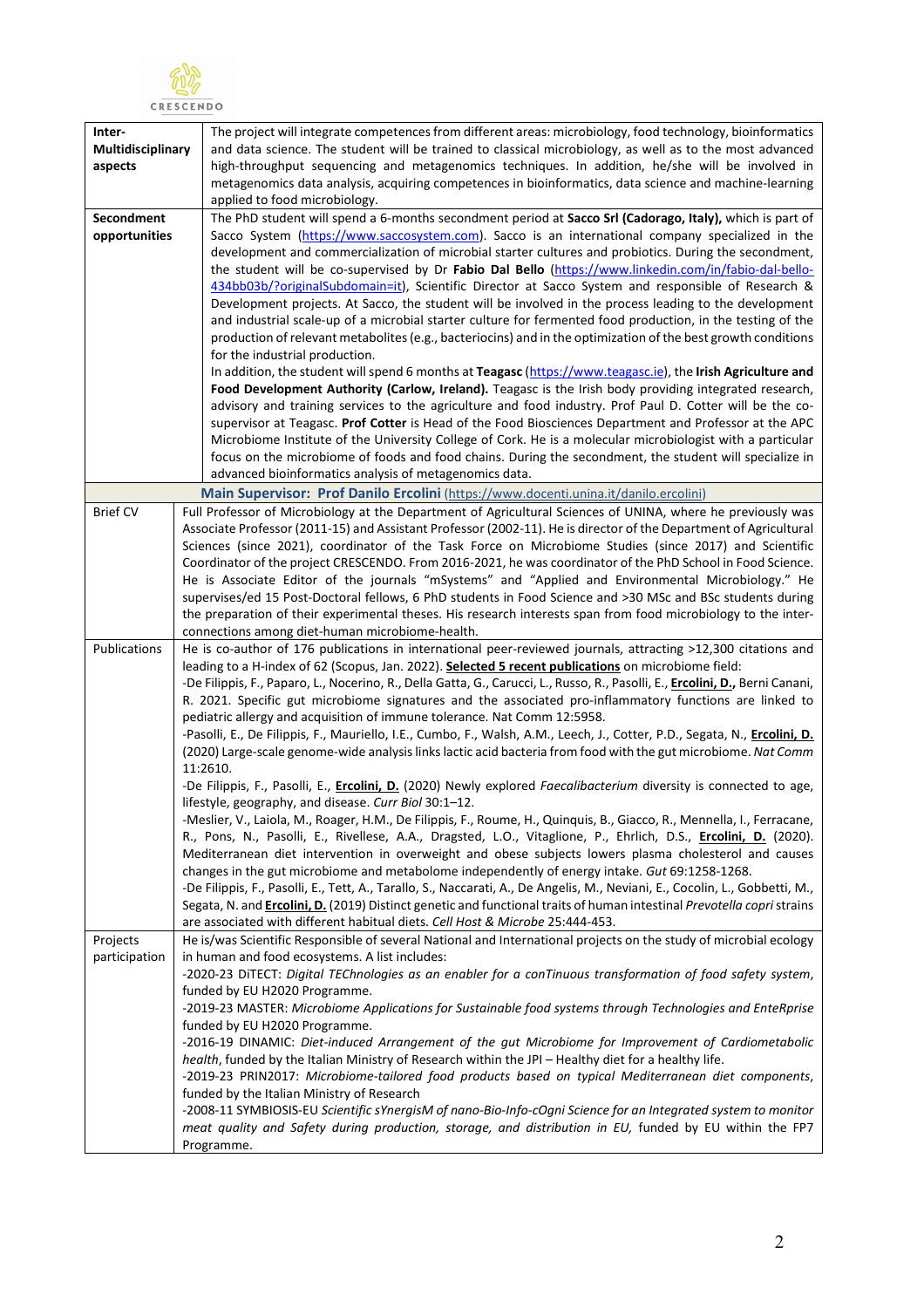| | |
|---|---|
| **Inter-Multidisciplinary aspects** | The project will integrate competences from different areas: microbiology, food technology, bioinformatics and data science. The student will be trained to classical microbiology, as well as to the most advanced high-throughput sequencing and metagenomics techniques. In addition, he/she will be involved in metagenomics data analysis, acquiring competences in bioinformatics, data science and machine-learning applied to food microbiology. |
| **Secondment opportunities** | The PhD student will spend a 6-months secondment period at **Sacco Srl (Cadorago, Italy),** which is part of Sacco System (https://www.saccosystem.com). Sacco is an international company specialized in the development and commercialization of microbial starter cultures and probiotics. During the secondment, the student will be co-supervised by Dr **Fabio Dal Bello** (https://www.linkedin.com/in/fabio-dal-bello-434bb03b/?originalSubdomain=it), Scientific Director at Sacco System and responsible of Research & Development projects. At Sacco, the student will be involved in the process leading to the development and industrial scale-up of a microbial starter culture for fermented food production, in the testing of the production of relevant metabolites (e.g., bacteriocins) and in the optimization of the best growth conditions for the industrial production.<br>In addition, the student will spend 6 months at **Teagasc** (https://www.teagasc.ie), the **Irish Agriculture and Food Development Authority (Carlow, Ireland).** Teagasc is the Irish body providing integrated research, advisory and training services to the agriculture and food industry. Prof Paul D. Cotter will be the co-supervisor at Teagasc. **Prof Cotter** is Head of the Food Biosciences Department and Professor at the APC Microbiome Institute of the University College of Cork. He is a molecular microbiologist with a particular focus on the microbiome of foods and food chains. During the secondment, the student will specialize in advanced bioinformatics analysis of metagenomics data. |

**Main Supervisor: Prof Danilo Ercolini** (https://www.docenti.unina.it/danilo.ercolini)

| | |
|---|---|
| Brief CV | Full Professor of Microbiology at the Department of Agricultural Sciences of UNINA, where he previously was Associate Professor (2011-15) and Assistant Professor (2002-11). He is director of the Department of Agricultural Sciences (since 2021), coordinator of the Task Force on Microbiome Studies (since 2017) and Scientific Coordinator of the project CRESCENDO. From 2016-2021, he was coordinator of the PhD School in Food Science. He is Associate Editor of the journals "mSystems" and "Applied and Environmental Microbiology." He supervises/ed 15 Post-Doctoral fellows, 6 PhD students in Food Science and >30 MSc and BSc students during the preparation of their experimental theses. His research interests span from food microbiology to the inter-connections among diet-human microbiome-health. |
| Publications | He is co-author of 176 publications in international peer-reviewed journals, attracting >12,300 citations and leading to a H-index of 62 (Scopus, Jan. 2022). **Selected 5 recent publications** on microbiome field:<br>-De Filippis, F., Paparo, L., Nocerino, R., Della Gatta, G., Carucci, L., Russo, R., Pasolli, E., **Ercolini, D.,** Berni Canani, R. 2021. Specific gut microbiome signatures and the associated pro-inflammatory functions are linked to pediatric allergy and acquisition of immune tolerance. Nat Comm 12:5958.<br>-Pasolli, E., De Filippis, F., Mauriello, I.E., Cumbo, F., Walsh, A.M., Leech, J., Cotter, P.D., Segata, N., **Ercolini, D.** (2020) Large-scale genome-wide analysis links lactic acid bacteria from food with the gut microbiome. *Nat Comm* 11:2610.<br>-De Filippis, F., Pasolli, E., **Ercolini, D.** (2020) Newly explored *Faecalibacterium* diversity is connected to age, lifestyle, geography, and disease. *Curr Biol* 30:1–12.<br>-Meslier, V., Laiola, M., Roager, H.M., De Filippis, F., Roume, H., Quinquis, B., Giacco, R., Mennella, I., Ferracane, R., Pons, N., Pasolli, E., Rivellese, A.A., Dragsted, L.O., Vitaglione, P., Ehrlich, D.S., **Ercolini, D.** (2020). Mediterranean diet intervention in overweight and obese subjects lowers plasma cholesterol and causes changes in the gut microbiome and metabolome independently of energy intake. *Gut* 69:1258-1268.<br>-De Filippis, F., Pasolli, E., Tett, A., Tarallo, S., Naccarati, A., De Angelis, M., Neviani, E., Cocolin, L., Gobbetti, M., Segata, N. and **Ercolini, D.** (2019) Distinct genetic and functional traits of human intestinal *Prevotella copri* strains are associated with different habitual diets. *Cell Host & Microbe* 25:444-453. |
| Projects participation | He is/was Scientific Responsible of several National and International projects on the study of microbial ecology in human and food ecosystems. A list includes:<br>-2020-23 DiTECT: *Digital TEChnologies as an enabler for a conTinuous transformation of food safety system*, funded by EU H2020 Programme.<br>-2019-23 MASTER: *Microbiome Applications for Sustainable food systems through Technologies and EnteRprise* funded by EU H2020 Programme.<br>-2016-19 DINAMIC: *Diet-induced Arrangement of the gut Microbiome for Improvement of Cardiometabolic health*, funded by the Italian Ministry of Research within the JPI – Healthy diet for a healthy life.<br>-2019-23 PRIN2017: *Microbiome-tailored food products based on typical Mediterranean diet components*, funded by the Italian Ministry of Research<br>-2008-11 SYMBIOSIS-EU *Scientific sYnergisM of nano-Bio-Info-cOgni Science for an Integrated system to monitor meat quality and Safety during production, storage, and distribution in EU,* funded by EU within the FP7 Programme. |